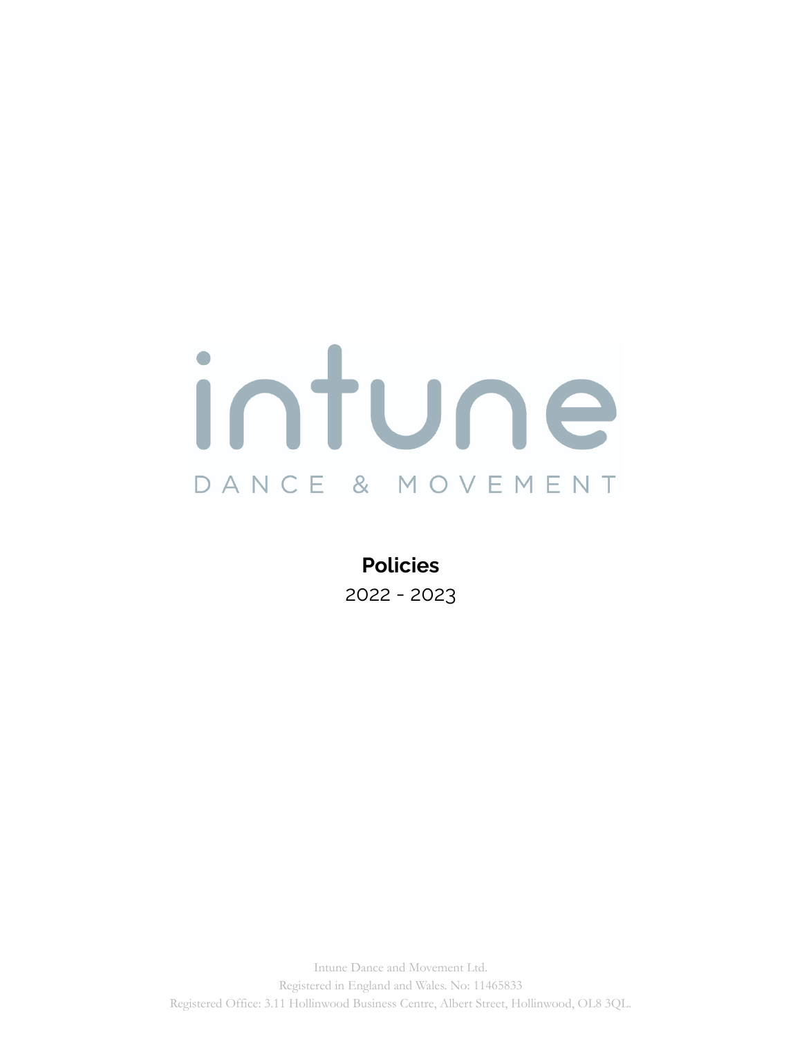intune

DANCE & MOVEMENT

# Policies

2022 - 2023

Intune Dance and Movement Ltd.
Registered in England and Wales. No: 11465833
Registered Office: 3.11 Hollinwood Business Centre, Albert Street, Hollinwood, OL8 3QL.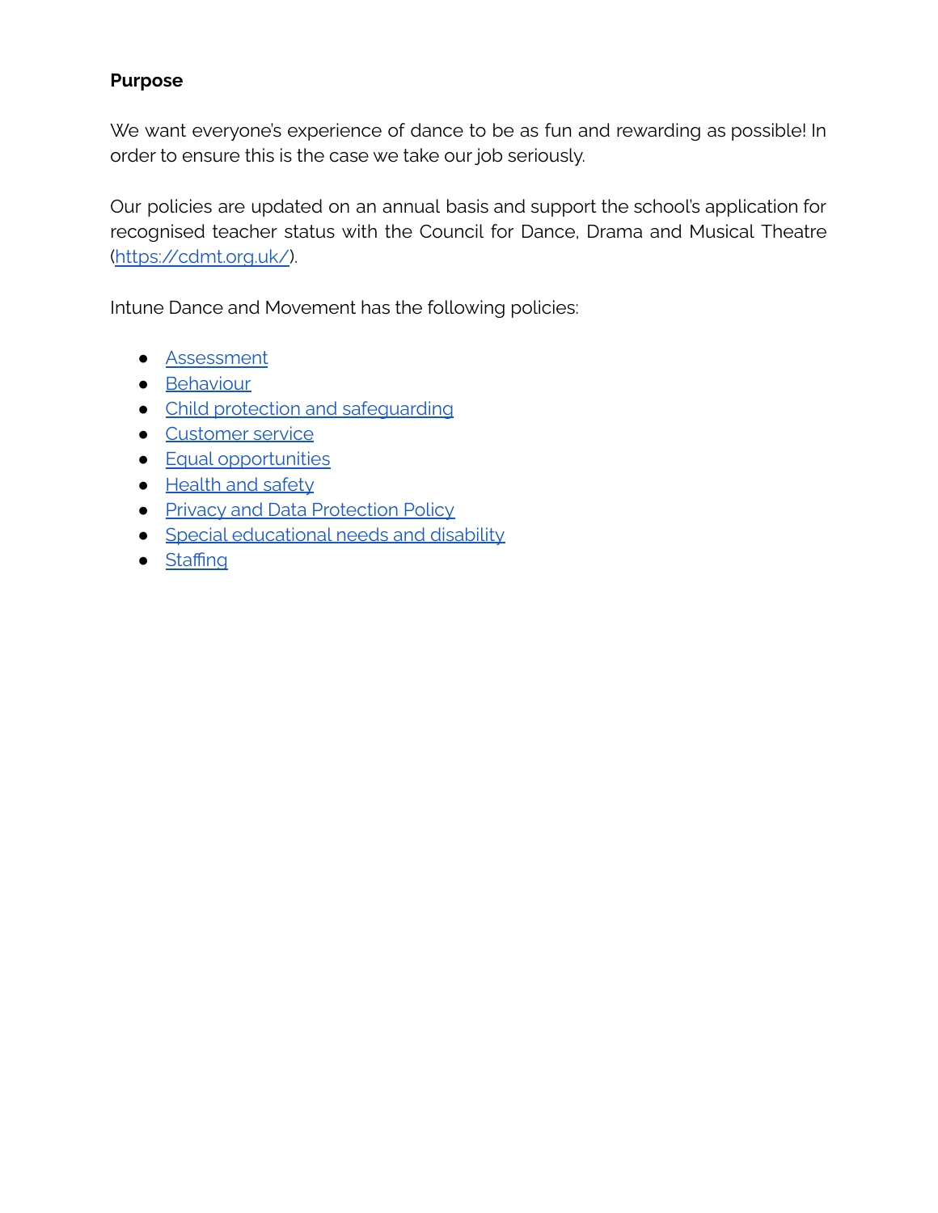**Purpose**

We want everyone's experience of dance to be as fun and rewarding as possible! In order to ensure this is the case we take our job seriously.

Our policies are updated on an annual basis and support the school's application for recognised teacher status with the Council for Dance, Drama and Musical Theatre (https://cdmt.org.uk/).

Intune Dance and Movement has the following policies:

- Assessment
- Behaviour
- Child protection and safeguarding
- Customer service
- Equal opportunities
- Health and safety
- Privacy and Data Protection Policy
- Special educational needs and disability
- Staffing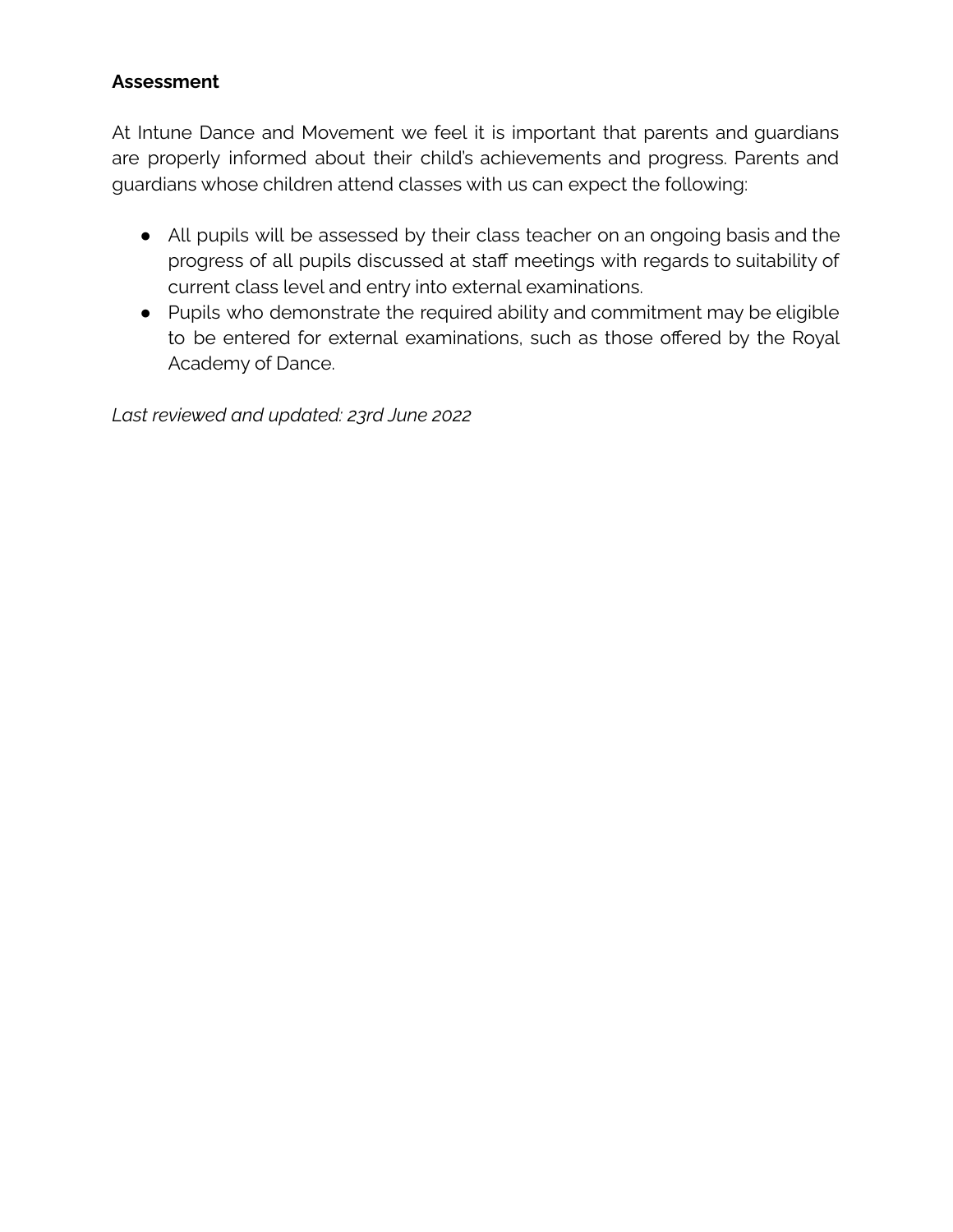**Assessment**

At Intune Dance and Movement we feel it is important that parents and guardians are properly informed about their child's achievements and progress. Parents and guardians whose children attend classes with us can expect the following:

- All pupils will be assessed by their class teacher on an ongoing basis and the progress of all pupils discussed at staff meetings with regards to suitability of current class level and entry into external examinations.
- Pupils who demonstrate the required ability and commitment may be eligible to be entered for external examinations, such as those offered by the Royal Academy of Dance.

*Last reviewed and updated: 23rd June 2022*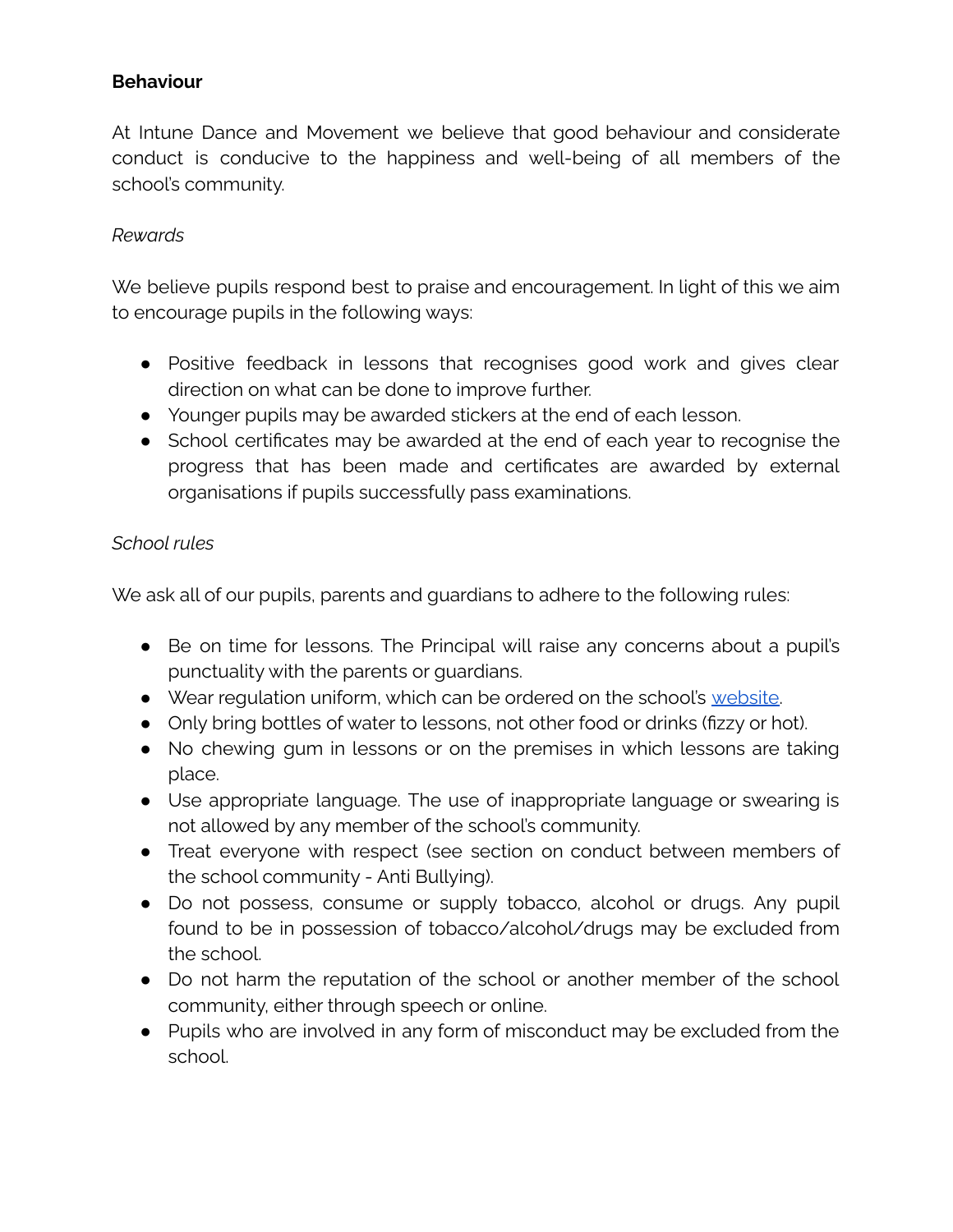**Behaviour**

At Intune Dance and Movement we believe that good behaviour and considerate conduct is conducive to the happiness and well-being of all members of the school's community.

*Rewards*

We believe pupils respond best to praise and encouragement. In light of this we aim to encourage pupils in the following ways:

- Positive feedback in lessons that recognises good work and gives clear direction on what can be done to improve further.
- Younger pupils may be awarded stickers at the end of each lesson.
- School certificates may be awarded at the end of each year to recognise the progress that has been made and certificates are awarded by external organisations if pupils successfully pass examinations.

*School rules*

We ask all of our pupils, parents and guardians to adhere to the following rules:

- Be on time for lessons. The Principal will raise any concerns about a pupil's punctuality with the parents or guardians.
- Wear regulation uniform, which can be ordered on the school's [website](website).
- Only bring bottles of water to lessons, not other food or drinks (fizzy or hot).
- No chewing gum in lessons or on the premises in which lessons are taking place.
- Use appropriate language. The use of inappropriate language or swearing is not allowed by any member of the school's community.
- Treat everyone with respect (see section on conduct between members of the school community - Anti Bullying).
- Do not possess, consume or supply tobacco, alcohol or drugs. Any pupil found to be in possession of tobacco/alcohol/drugs may be excluded from the school.
- Do not harm the reputation of the school or another member of the school community, either through speech or online.
- Pupils who are involved in any form of misconduct may be excluded from the school.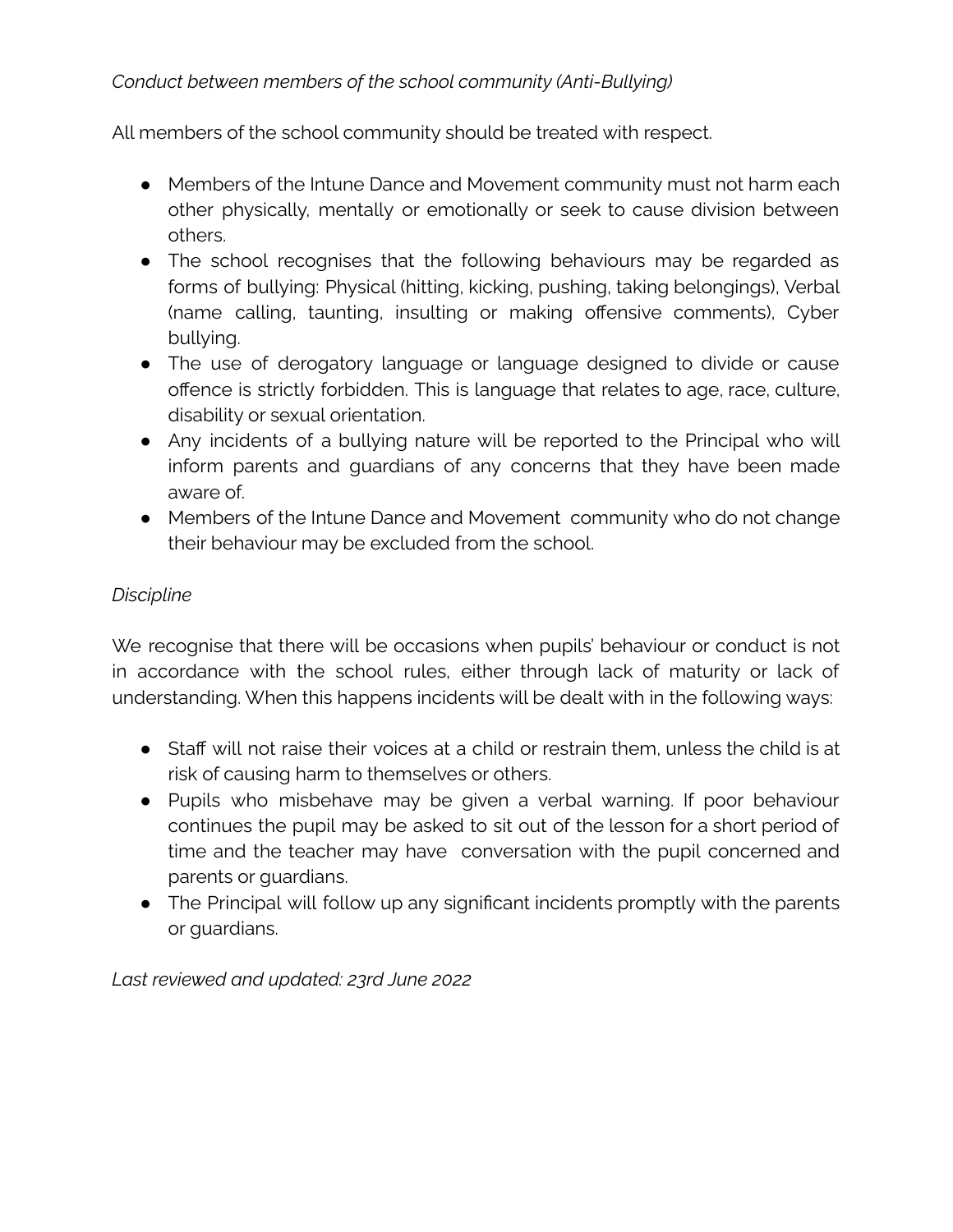*Conduct between members of the school community (Anti-Bullying)*

All members of the school community should be treated with respect.

- Members of the Intune Dance and Movement community must not harm each other physically, mentally or emotionally or seek to cause division between others.
- The school recognises that the following behaviours may be regarded as forms of bullying: Physical (hitting, kicking, pushing, taking belongings), Verbal (name calling, taunting, insulting or making offensive comments), Cyber bullying.
- The use of derogatory language or language designed to divide or cause offence is strictly forbidden. This is language that relates to age, race, culture, disability or sexual orientation.
- Any incidents of a bullying nature will be reported to the Principal who will inform parents and guardians of any concerns that they have been made aware of.
- Members of the Intune Dance and Movement community who do not change their behaviour may be excluded from the school.

*Discipline*

We recognise that there will be occasions when pupils' behaviour or conduct is not in accordance with the school rules, either through lack of maturity or lack of understanding. When this happens incidents will be dealt with in the following ways:

- Staff will not raise their voices at a child or restrain them, unless the child is at risk of causing harm to themselves or others.
- Pupils who misbehave may be given a verbal warning. If poor behaviour continues the pupil may be asked to sit out of the lesson for a short period of time and the teacher may have conversation with the pupil concerned and parents or guardians.
- The Principal will follow up any significant incidents promptly with the parents or guardians.

*Last reviewed and updated: 23rd June 2022*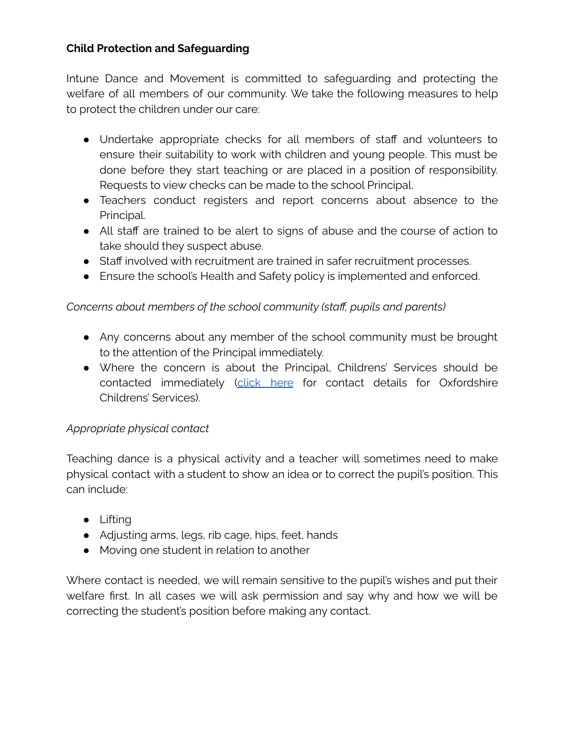**Child Protection and Safeguarding**

Intune Dance and Movement is committed to safeguarding and protecting the welfare of all members of our community. We take the following measures to help to protect the children under our care:

- Undertake appropriate checks for all members of staff and volunteers to ensure their suitability to work with children and young people. This must be done before they start teaching or are placed in a position of responsibility. Requests to view checks can be made to the school Principal.
- Teachers conduct registers and report concerns about absence to the Principal.
- All staff are trained to be alert to signs of abuse and the course of action to take should they suspect abuse.
- Staff involved with recruitment are trained in safer recruitment processes.
- Ensure the school's Health and Safety policy is implemented and enforced.

*Concerns about members of the school community (staff, pupils and parents)*

- Any concerns about any member of the school community must be brought to the attention of the Principal immediately.
- Where the concern is about the Principal, Childrens' Services should be contacted immediately (click here for contact details for Oxfordshire Childrens' Services).

*Appropriate physical contact*

Teaching dance is a physical activity and a teacher will sometimes need to make physical contact with a student to show an idea or to correct the pupil's position. This can include:

- Lifting
- Adjusting arms, legs, rib cage, hips, feet, hands
- Moving one student in relation to another

Where contact is needed, we will remain sensitive to the pupil's wishes and put their welfare first. In all cases we will ask permission and say why and how we will be correcting the student's position before making any contact.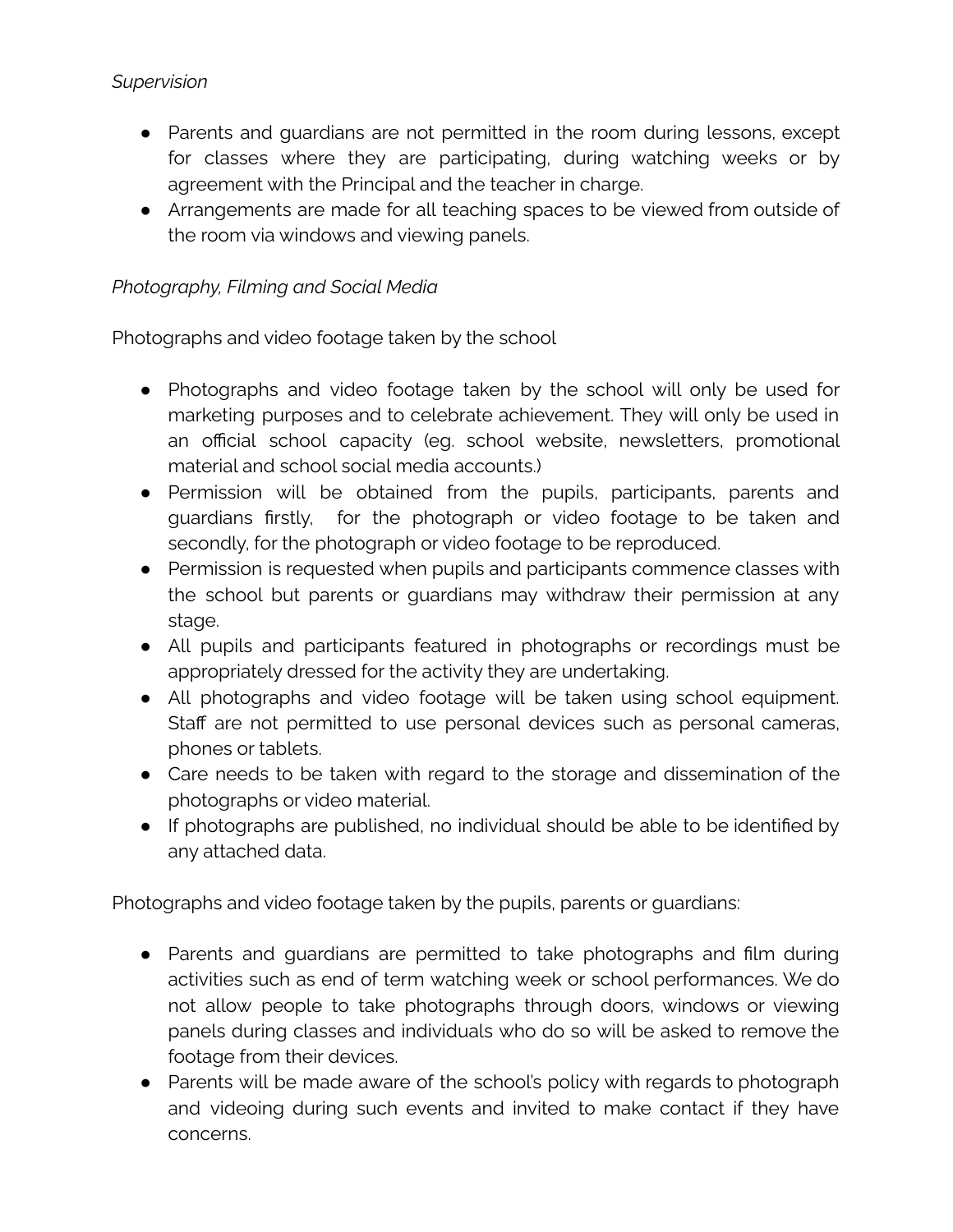*Supervision*

- Parents and guardians are not permitted in the room during lessons, except for classes where they are participating, during watching weeks or by agreement with the Principal and the teacher in charge.
- Arrangements are made for all teaching spaces to be viewed from outside of the room via windows and viewing panels.

*Photography, Filming and Social Media*

Photographs and video footage taken by the school

- Photographs and video footage taken by the school will only be used for marketing purposes and to celebrate achievement. They will only be used in an official school capacity (eg. school website, newsletters, promotional material and school social media accounts.)
- Permission will be obtained from the pupils, participants, parents and guardians firstly, for the photograph or video footage to be taken and secondly, for the photograph or video footage to be reproduced.
- Permission is requested when pupils and participants commence classes with the school but parents or guardians may withdraw their permission at any stage.
- All pupils and participants featured in photographs or recordings must be appropriately dressed for the activity they are undertaking.
- All photographs and video footage will be taken using school equipment. Staff are not permitted to use personal devices such as personal cameras, phones or tablets.
- Care needs to be taken with regard to the storage and dissemination of the photographs or video material.
- If photographs are published, no individual should be able to be identified by any attached data.

Photographs and video footage taken by the pupils, parents or guardians:

- Parents and guardians are permitted to take photographs and film during activities such as end of term watching week or school performances. We do not allow people to take photographs through doors, windows or viewing panels during classes and individuals who do so will be asked to remove the footage from their devices.
- Parents will be made aware of the school's policy with regards to photograph and videoing during such events and invited to make contact if they have concerns.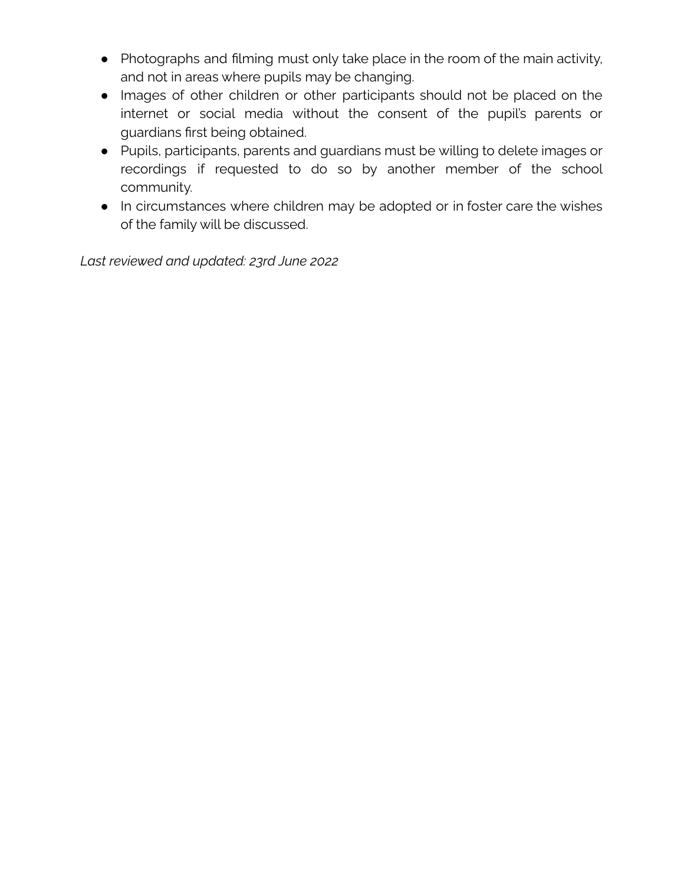- Photographs and filming must only take place in the room of the main activity, and not in areas where pupils may be changing.
- Images of other children or other participants should not be placed on the internet or social media without the consent of the pupil's parents or guardians first being obtained.
- Pupils, participants, parents and guardians must be willing to delete images or recordings if requested to do so by another member of the school community.
- In circumstances where children may be adopted or in foster care the wishes of the family will be discussed.

*Last reviewed and updated: 23rd June 2022*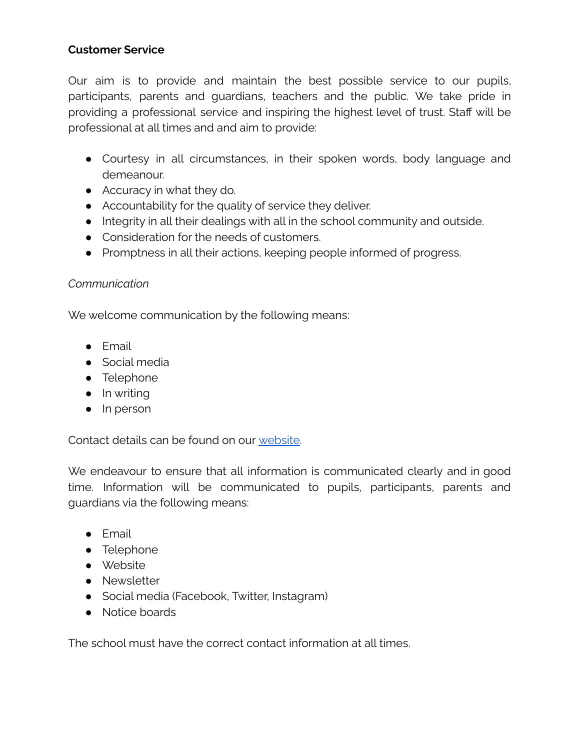**Customer Service**

Our aim is to provide and maintain the best possible service to our pupils, participants, parents and guardians, teachers and the public. We take pride in providing a professional service and inspiring the highest level of trust. Staff will be professional at all times and and aim to provide:

- Courtesy in all circumstances, in their spoken words, body language and demeanour.
- Accuracy in what they do.
- Accountability for the quality of service they deliver.
- Integrity in all their dealings with all in the school community and outside.
- Consideration for the needs of customers.
- Promptness in all their actions, keeping people informed of progress.

*Communication*

We welcome communication by the following means:

- Email
- Social media
- Telephone
- In writing
- In person

Contact details can be found on our website.

We endeavour to ensure that all information is communicated clearly and in good time. Information will be communicated to pupils, participants, parents and guardians via the following means:

- Email
- Telephone
- Website
- Newsletter
- Social media (Facebook, Twitter, Instagram)
- Notice boards

The school must have the correct contact information at all times.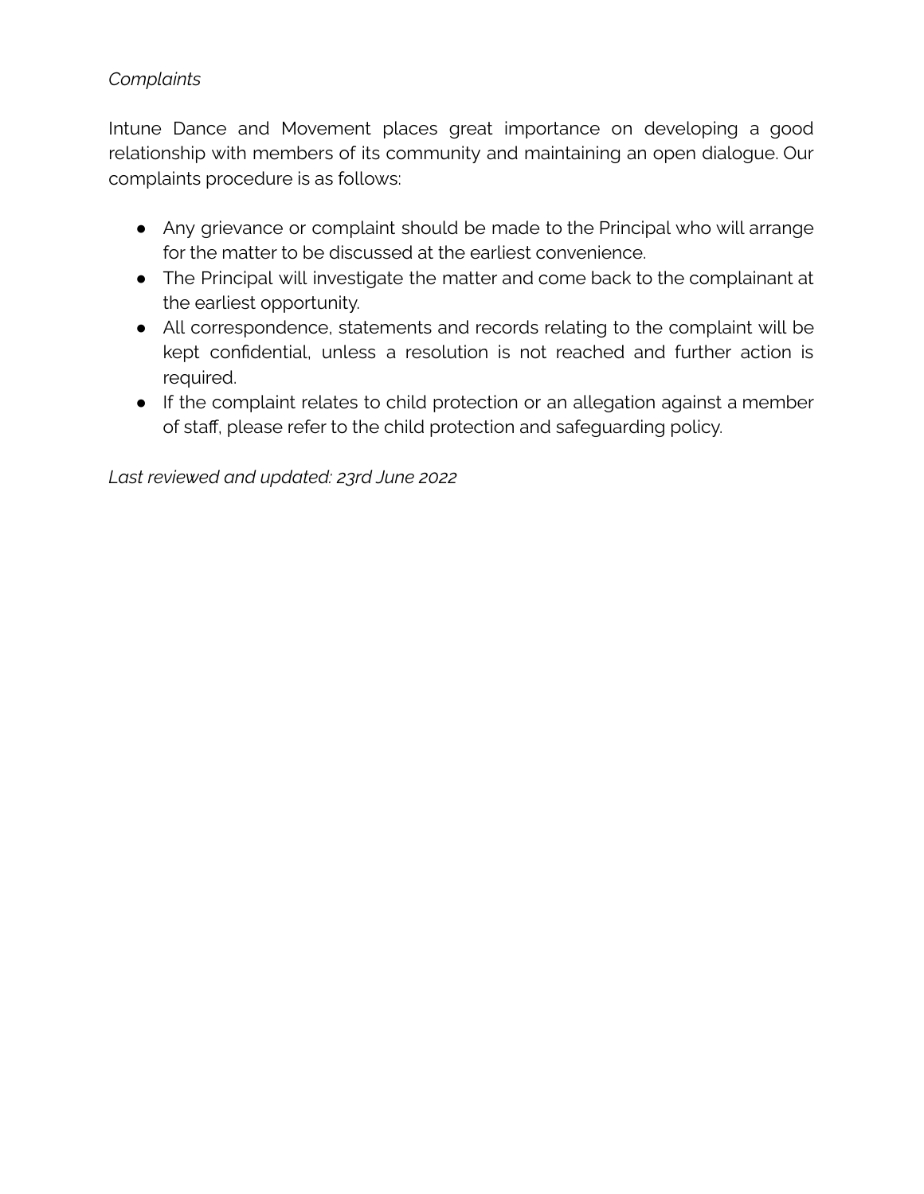*Complaints*

Intune Dance and Movement places great importance on developing a good relationship with members of its community and maintaining an open dialogue. Our complaints procedure is as follows:

- Any grievance or complaint should be made to the Principal who will arrange for the matter to be discussed at the earliest convenience.
- The Principal will investigate the matter and come back to the complainant at the earliest opportunity.
- All correspondence, statements and records relating to the complaint will be kept confidential, unless a resolution is not reached and further action is required.
- If the complaint relates to child protection or an allegation against a member of staff, please refer to the child protection and safeguarding policy.

*Last reviewed and updated: 23rd June 2022*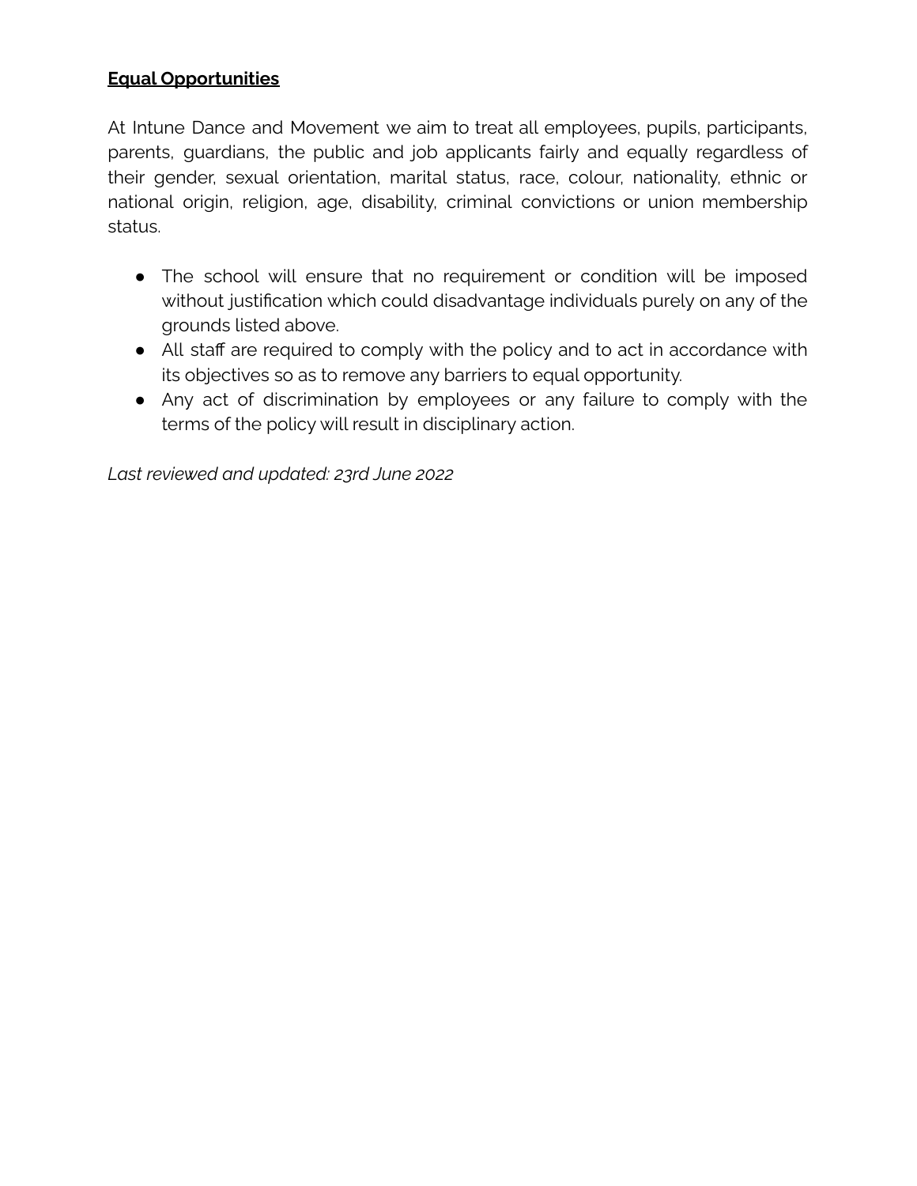## **Equal Opportunities**

At Intune Dance and Movement we aim to treat all employees, pupils, participants, parents, guardians, the public and job applicants fairly and equally regardless of their gender, sexual orientation, marital status, race, colour, nationality, ethnic or national origin, religion, age, disability, criminal convictions or union membership status.

- The school will ensure that no requirement or condition will be imposed without justification which could disadvantage individuals purely on any of the grounds listed above.
- All staff are required to comply with the policy and to act in accordance with its objectives so as to remove any barriers to equal opportunity.
- Any act of discrimination by employees or any failure to comply with the terms of the policy will result in disciplinary action.

*Last reviewed and updated: 23rd June 2022*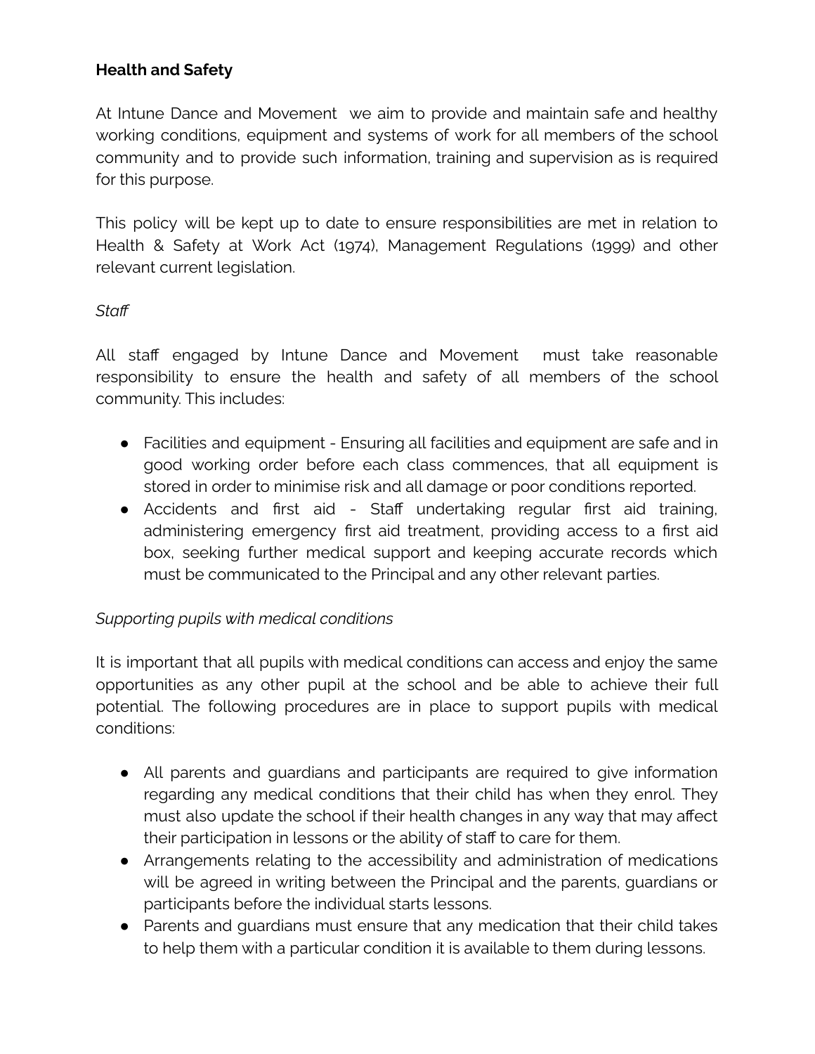**Health and Safety**

At Intune Dance and Movement we aim to provide and maintain safe and healthy working conditions, equipment and systems of work for all members of the school community and to provide such information, training and supervision as is required for this purpose.

This policy will be kept up to date to ensure responsibilities are met in relation to Health & Safety at Work Act (1974), Management Regulations (1999) and other relevant current legislation.

*Staff*

All staff engaged by Intune Dance and Movement must take reasonable responsibility to ensure the health and safety of all members of the school community. This includes:

- Facilities and equipment - Ensuring all facilities and equipment are safe and in good working order before each class commences, that all equipment is stored in order to minimise risk and all damage or poor conditions reported.
- Accidents and first aid - Staff undertaking regular first aid training, administering emergency first aid treatment, providing access to a first aid box, seeking further medical support and keeping accurate records which must be communicated to the Principal and any other relevant parties.

*Supporting pupils with medical conditions*

It is important that all pupils with medical conditions can access and enjoy the same opportunities as any other pupil at the school and be able to achieve their full potential. The following procedures are in place to support pupils with medical conditions:

- All parents and guardians and participants are required to give information regarding any medical conditions that their child has when they enrol. They must also update the school if their health changes in any way that may affect their participation in lessons or the ability of staff to care for them.
- Arrangements relating to the accessibility and administration of medications will be agreed in writing between the Principal and the parents, guardians or participants before the individual starts lessons.
- Parents and guardians must ensure that any medication that their child takes to help them with a particular condition it is available to them during lessons.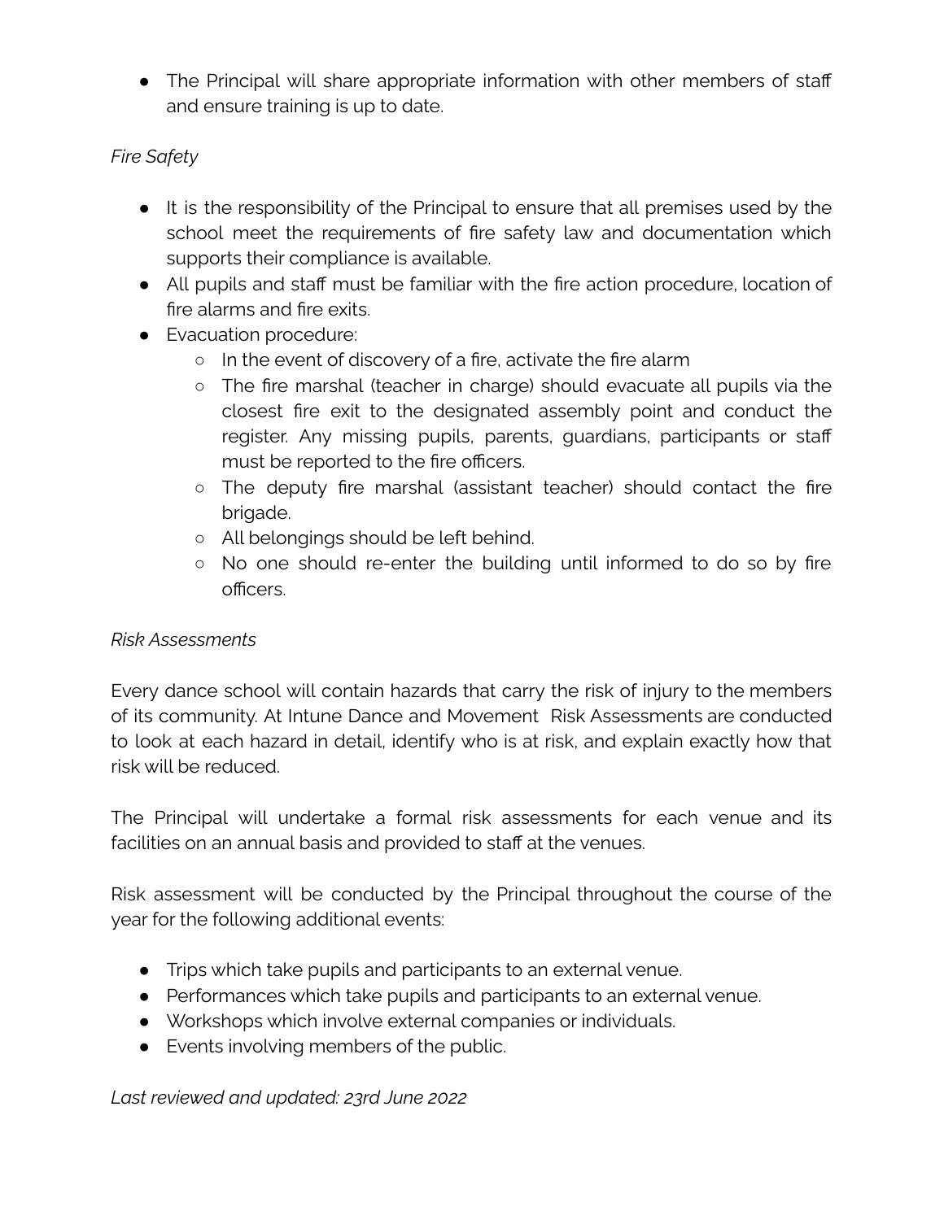- The Principal will share appropriate information with other members of staff and ensure training is up to date.

*Fire Safety*

- It is the responsibility of the Principal to ensure that all premises used by the school meet the requirements of fire safety law and documentation which supports their compliance is available.
- All pupils and staff must be familiar with the fire action procedure, location of fire alarms and fire exits.
- Evacuation procedure:
    - In the event of discovery of a fire, activate the fire alarm
    - The fire marshal (teacher in charge) should evacuate all pupils via the closest fire exit to the designated assembly point and conduct the register. Any missing pupils, parents, guardians, participants or staff must be reported to the fire officers.
    - The deputy fire marshal (assistant teacher) should contact the fire brigade.
    - All belongings should be left behind.
    - No one should re-enter the building until informed to do so by fire officers.

*Risk Assessments*

Every dance school will contain hazards that carry the risk of injury to the members of its community. At Intune Dance and Movement Risk Assessments are conducted to look at each hazard in detail, identify who is at risk, and explain exactly how that risk will be reduced.

The Principal will undertake a formal risk assessments for each venue and its facilities on an annual basis and provided to staff at the venues.

Risk assessment will be conducted by the Principal throughout the course of the year for the following additional events:

- Trips which take pupils and participants to an external venue.
- Performances which take pupils and participants to an external venue.
- Workshops which involve external companies or individuals.
- Events involving members of the public.

*Last reviewed and updated: 23rd June 2022*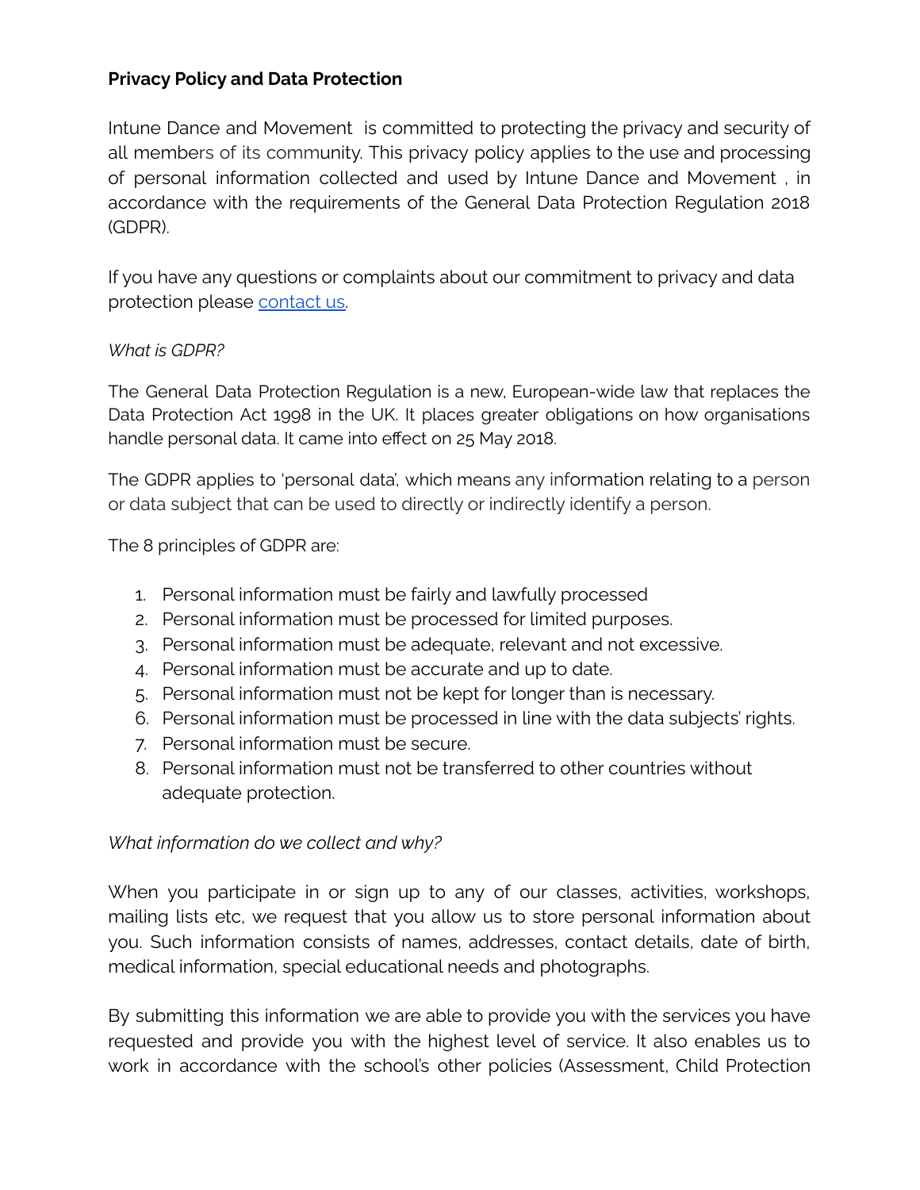**Privacy Policy and Data Protection**

Intune Dance and Movement  is committed to protecting the privacy and security of all members of its community. This privacy policy applies to the use and processing of personal information collected and used by Intune Dance and Movement , in accordance with the requirements of the General Data Protection Regulation 2018 (GDPR).

If you have any questions or complaints about our commitment to privacy and data protection please [contact us](contact us).

*What is GDPR?*

The General Data Protection Regulation is a new, European-wide law that replaces the Data Protection Act 1998 in the UK. It places greater obligations on how organisations handle personal data. It came into effect on 25 May 2018.

The GDPR applies to 'personal data', which means any information relating to a person or data subject that can be used to directly or indirectly identify a person.

The 8 principles of GDPR are:

1. Personal information must be fairly and lawfully processed
2. Personal information must be processed for limited purposes.
3. Personal information must be adequate, relevant and not excessive.
4. Personal information must be accurate and up to date.
5. Personal information must not be kept for longer than is necessary.
6. Personal information must be processed in line with the data subjects' rights.
7. Personal information must be secure.
8. Personal information must not be transferred to other countries without adequate protection.

*What information do we collect and why?*

When you participate in or sign up to any of our classes, activities, workshops, mailing lists etc, we request that you allow us to store personal information about you. Such information consists of names, addresses, contact details, date of birth, medical information, special educational needs and photographs.

By submitting this information we are able to provide you with the services you have requested and provide you with the highest level of service. It also enables us to work in accordance with the school's other policies (Assessment, Child Protection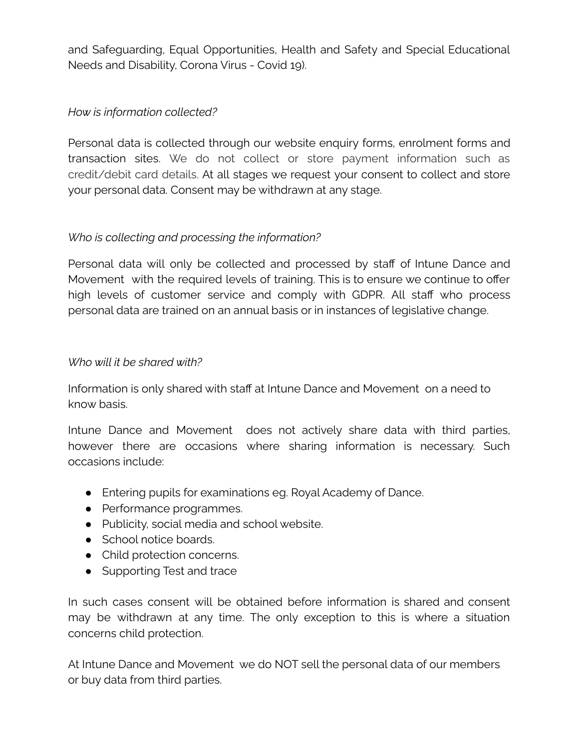and Safeguarding, Equal Opportunities, Health and Safety and Special Educational Needs and Disability, Corona Virus - Covid 19).

*How is information collected?*

Personal data is collected through our website enquiry forms, enrolment forms and transaction sites. We do not collect or store payment information such as credit/debit card details. At all stages we request your consent to collect and store your personal data. Consent may be withdrawn at any stage.

*Who is collecting and processing the information?*

Personal data will only be collected and processed by staff of Intune Dance and Movement with the required levels of training. This is to ensure we continue to offer high levels of customer service and comply with GDPR. All staff who process personal data are trained on an annual basis or in instances of legislative change.

*Who will it be shared with?*

Information is only shared with staff at Intune Dance and Movement on a need to know basis.

Intune Dance and Movement does not actively share data with third parties, however there are occasions where sharing information is necessary. Such occasions include:

- Entering pupils for examinations eg. Royal Academy of Dance.
- Performance programmes.
- Publicity, social media and school website.
- School notice boards.
- Child protection concerns.
- Supporting Test and trace

In such cases consent will be obtained before information is shared and consent may be withdrawn at any time. The only exception to this is where a situation concerns child protection.

At Intune Dance and Movement we do NOT sell the personal data of our members or buy data from third parties.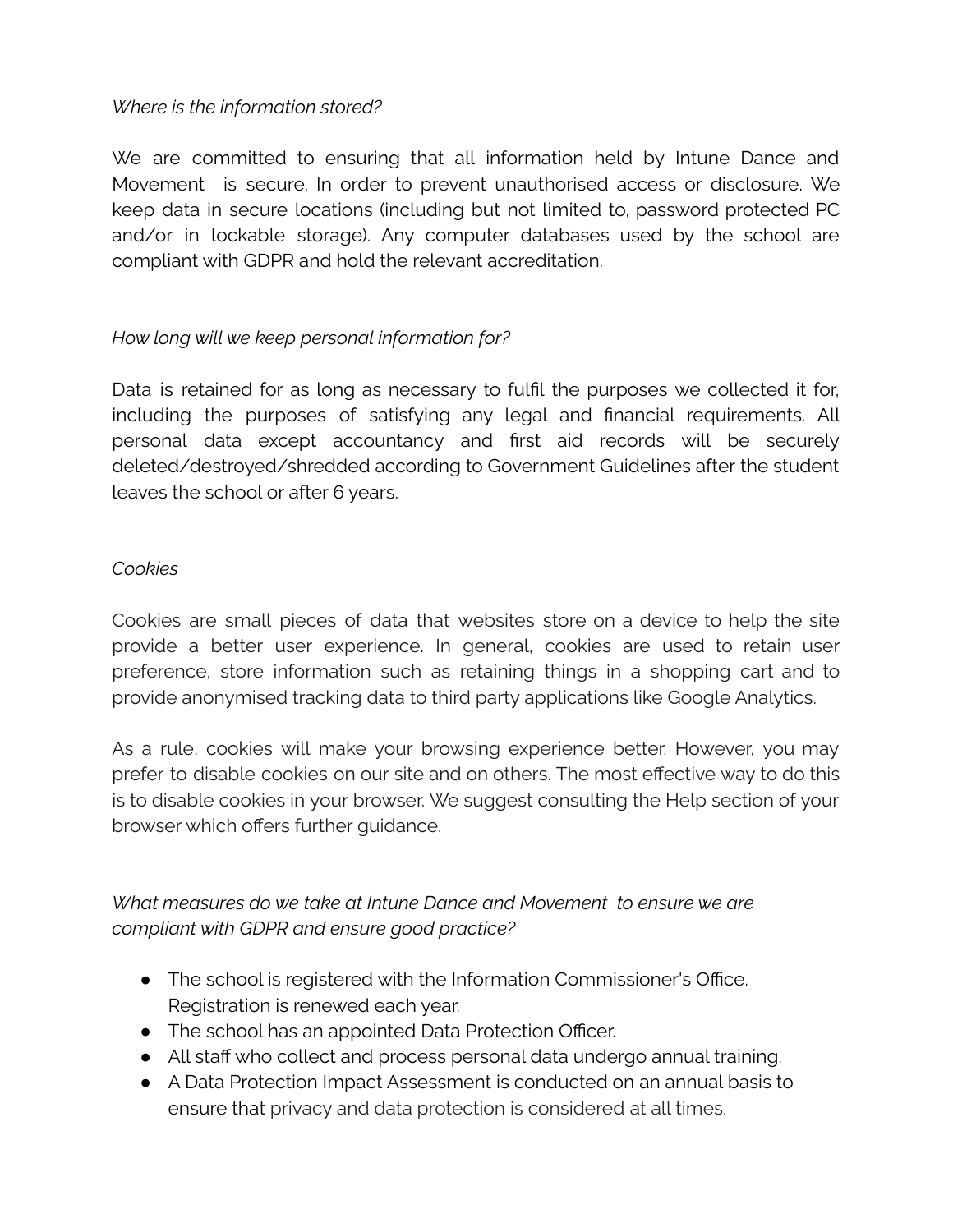*Where is the information stored?*

We are committed to ensuring that all information held by Intune Dance and Movement  is secure. In order to prevent unauthorised access or disclosure. We keep data in secure locations (including but not limited to, password protected PC and/or in lockable storage). Any computer databases used by the school are compliant with GDPR and hold the relevant accreditation.

*How long will we keep personal information for?*

Data is retained for as long as necessary to fulfil the purposes we collected it for, including the purposes of satisfying any legal and financial requirements. All personal data except accountancy and first aid records will be securely deleted/destroyed/shredded according to Government Guidelines after the student leaves the school or after 6 years.

*Cookies*

Cookies are small pieces of data that websites store on a device to help the site provide a better user experience. In general, cookies are used to retain user preference, store information such as retaining things in a shopping cart and to provide anonymised tracking data to third party applications like Google Analytics.

As a rule, cookies will make your browsing experience better. However, you may prefer to disable cookies on our site and on others. The most effective way to do this is to disable cookies in your browser. We suggest consulting the Help section of your browser which offers further guidance.

*What measures do we take at Intune Dance and Movement  to ensure we are compliant with GDPR and ensure good practice?*

- The school is registered with the Information Commissioner's Office. Registration is renewed each year.
- The school has an appointed Data Protection Officer.
- All staff who collect and process personal data undergo annual training.
- A Data Protection Impact Assessment is conducted on an annual basis to ensure that privacy and data protection is considered at all times.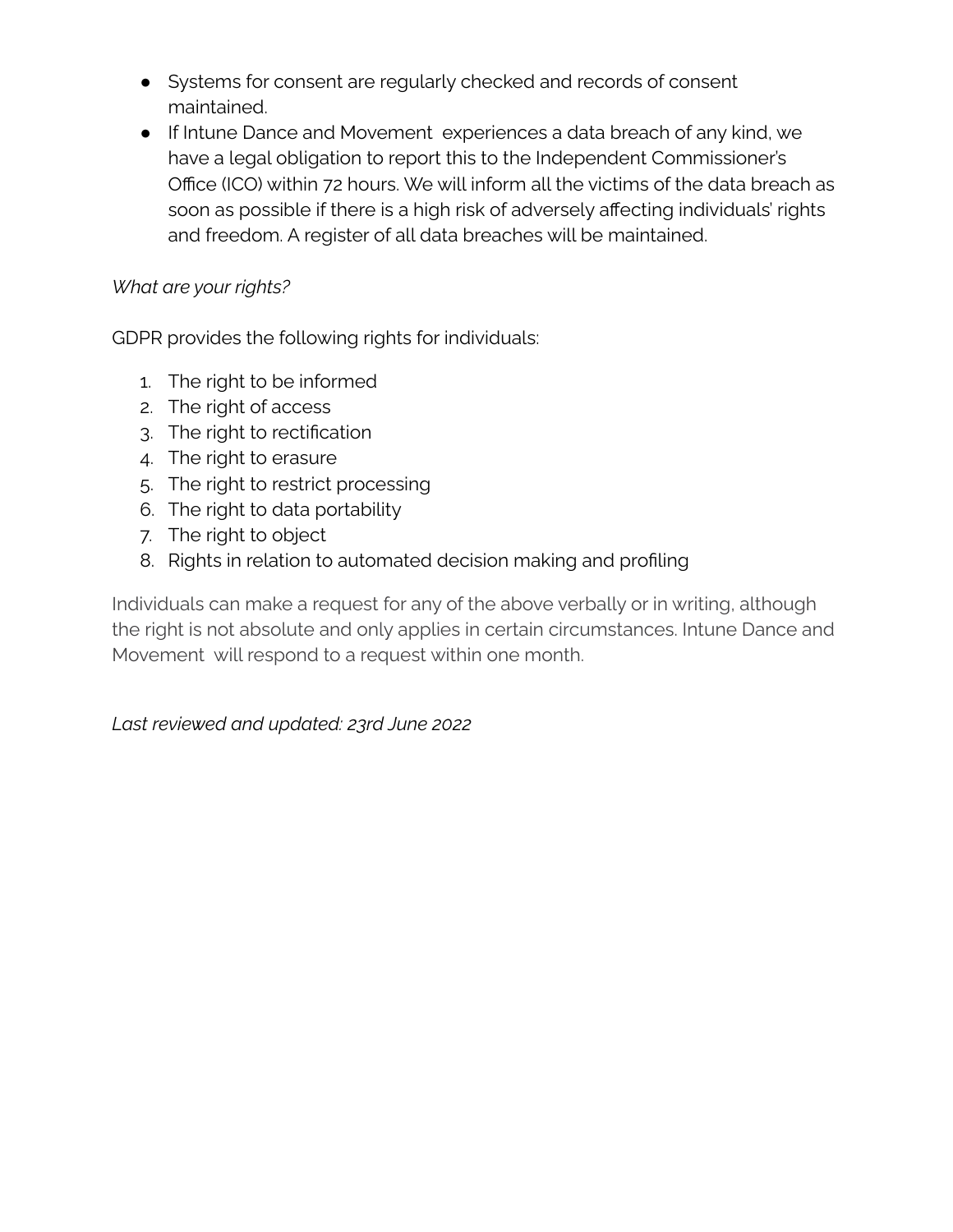- Systems for consent are regularly checked and records of consent maintained.
- If Intune Dance and Movement experiences a data breach of any kind, we have a legal obligation to report this to the Independent Commissioner's Office (ICO) within 72 hours. We will inform all the victims of the data breach as soon as possible if there is a high risk of adversely affecting individuals' rights and freedom. A register of all data breaches will be maintained.

*What are your rights?*

GDPR provides the following rights for individuals:

1. The right to be informed
2. The right of access
3. The right to rectification
4. The right to erasure
5. The right to restrict processing
6. The right to data portability
7. The right to object
8. Rights in relation to automated decision making and profiling

Individuals can make a request for any of the above verbally or in writing, although the right is not absolute and only applies in certain circumstances. Intune Dance and Movement will respond to a request within one month.

*Last reviewed and updated: 23rd June 2022*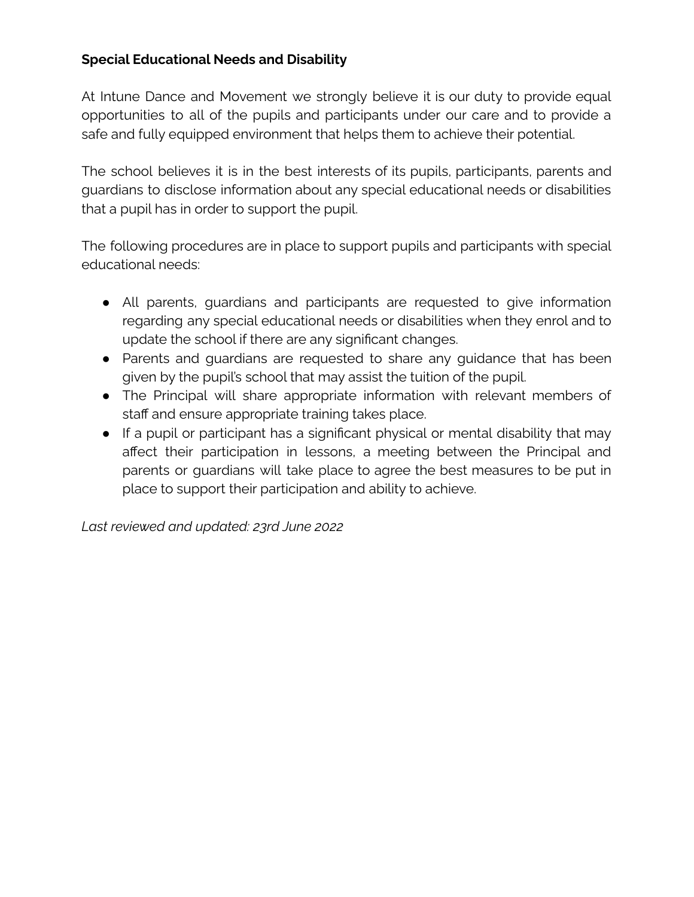**Special Educational Needs and Disability**

At Intune Dance and Movement we strongly believe it is our duty to provide equal opportunities to all of the pupils and participants under our care and to provide a safe and fully equipped environment that helps them to achieve their potential.

The school believes it is in the best interests of its pupils, participants, parents and guardians to disclose information about any special educational needs or disabilities that a pupil has in order to support the pupil.

The following procedures are in place to support pupils and participants with special educational needs:

- All parents, guardians and participants are requested to give information regarding any special educational needs or disabilities when they enrol and to update the school if there are any significant changes.
- Parents and guardians are requested to share any guidance that has been given by the pupil's school that may assist the tuition of the pupil.
- The Principal will share appropriate information with relevant members of staff and ensure appropriate training takes place.
- If a pupil or participant has a significant physical or mental disability that may affect their participation in lessons, a meeting between the Principal and parents or guardians will take place to agree the best measures to be put in place to support their participation and ability to achieve.

*Last reviewed and updated: 23rd June 2022*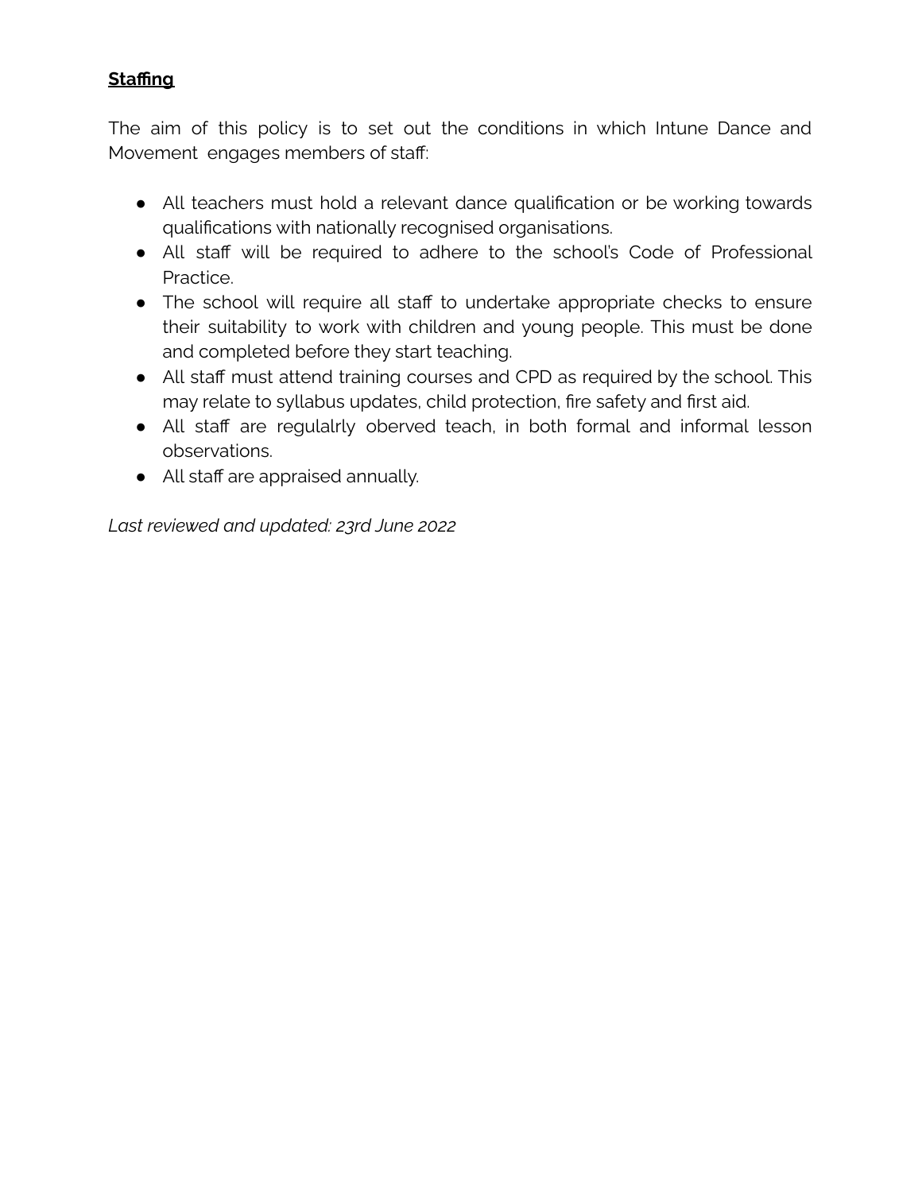**Staffing**

The aim of this policy is to set out the conditions in which Intune Dance and Movement engages members of staff:

- All teachers must hold a relevant dance qualification or be working towards qualifications with nationally recognised organisations.
- All staff will be required to adhere to the school's Code of Professional Practice.
- The school will require all staff to undertake appropriate checks to ensure their suitability to work with children and young people. This must be done and completed before they start teaching.
- All staff must attend training courses and CPD as required by the school. This may relate to syllabus updates, child protection, fire safety and first aid.
- All staff are regulalrly oberved teach, in both formal and informal lesson observations.
- All staff are appraised annually.

*Last reviewed and updated: 23rd June 2022*